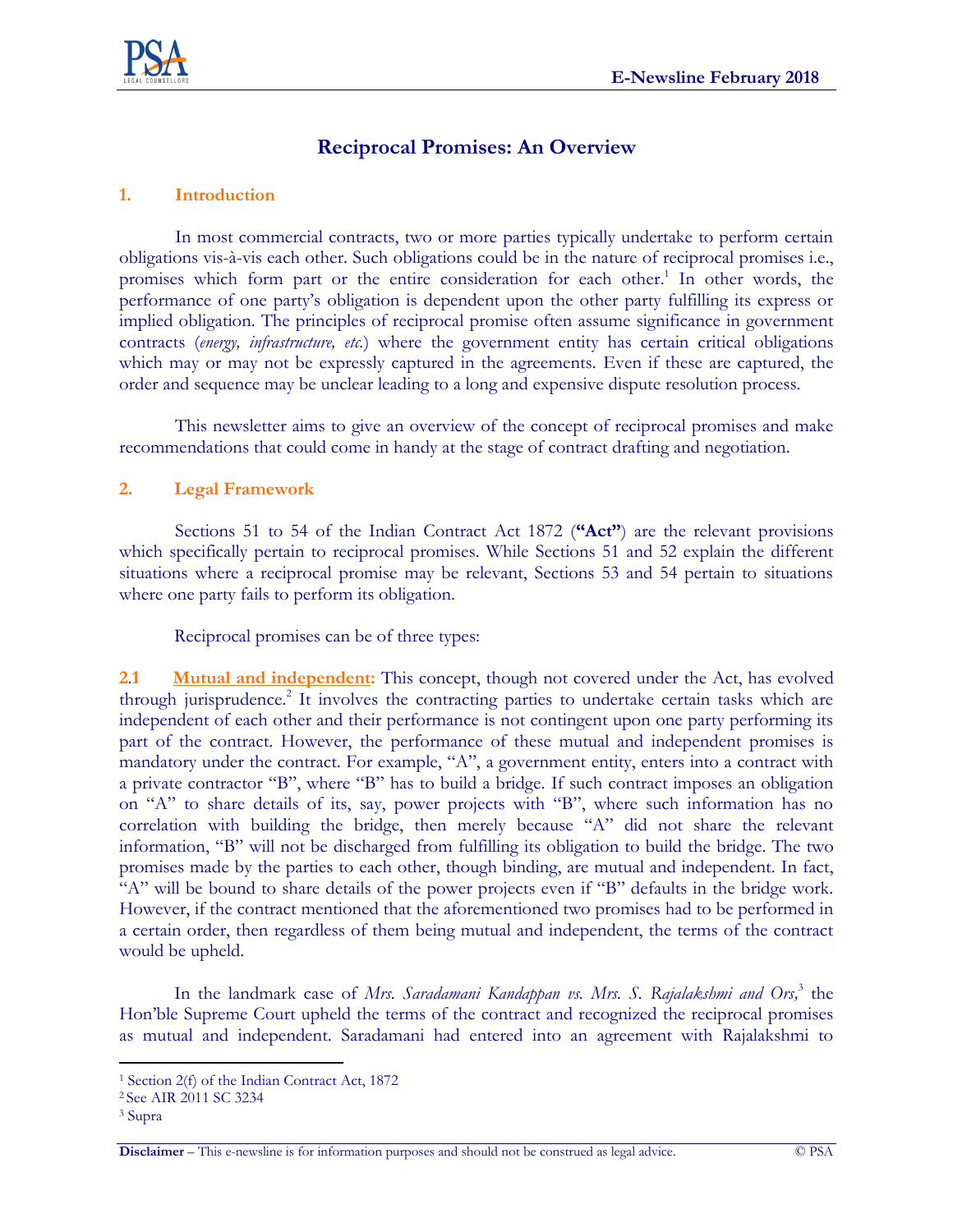# Reciprocal Promises: An Overview

## 1. Introduction

In most commercial contracts, two or more parties typically undertake to perform certain obligations vis-à-vis each other. Such obligations could be in the nature of reciprocal promises i.e., promises which form part or the entire consideration for each other.[1] In other words, the performance of one party's obligation is dependent upon the other party fulfilling its express or implied obligation. The principles of reciprocal promise often assume significance in government contracts (*energy, infrastructure, etc.*) where the government entity has certain critical obligations which may or may not be expressly captured in the agreements. Even if these are captured, the order and sequence may be unclear leading to a long and expensive dispute resolution process.

This newsletter aims to give an overview of the concept of reciprocal promises and make recommendations that could come in handy at the stage of contract drafting and negotiation.

## 2. Legal Framework

Sections 51 to 54 of the Indian Contract Act 1872 (**"Act"**) are the relevant provisions which specifically pertain to reciprocal promises. While Sections 51 and 52 explain the different situations where a reciprocal promise may be relevant, Sections 53 and 54 pertain to situations where one party fails to perform its obligation.

Reciprocal promises can be of three types:

**2.1 Mutual and independent:** This concept, though not covered under the Act, has evolved through jurisprudence.[2] It involves the contracting parties to undertake certain tasks which are independent of each other and their performance is not contingent upon one party performing its part of the contract. However, the performance of these mutual and independent promises is mandatory under the contract. For example, "A", a government entity, enters into a contract with a private contractor "B", where "B" has to build a bridge. If such contract imposes an obligation on "A" to share details of its, say, power projects with "B", where such information has no correlation with building the bridge, then merely because "A" did not share the relevant information, "B" will not be discharged from fulfilling its obligation to build the bridge. The two promises made by the parties to each other, though binding, are mutual and independent. In fact, "A" will be bound to share details of the power projects even if "B" defaults in the bridge work. However, if the contract mentioned that the aforementioned two promises had to be performed in a certain order, then regardless of them being mutual and independent, the terms of the contract would be upheld.

In the landmark case of *Mrs. Saradamani Kandappan vs. Mrs. S. Rajalakshmi and Ors,*[3] the Hon'ble Supreme Court upheld the terms of the contract and recognized the reciprocal promises as mutual and independent. Saradamani had entered into an agreement with Rajalakshmi to

---

[1] Section 2(f) of the Indian Contract Act, 1872

[2] See AIR 2011 SC 3234

[3] Supra

**Disclaimer** – This e-newsline is for information purposes and should not be construed as legal advice. © PSA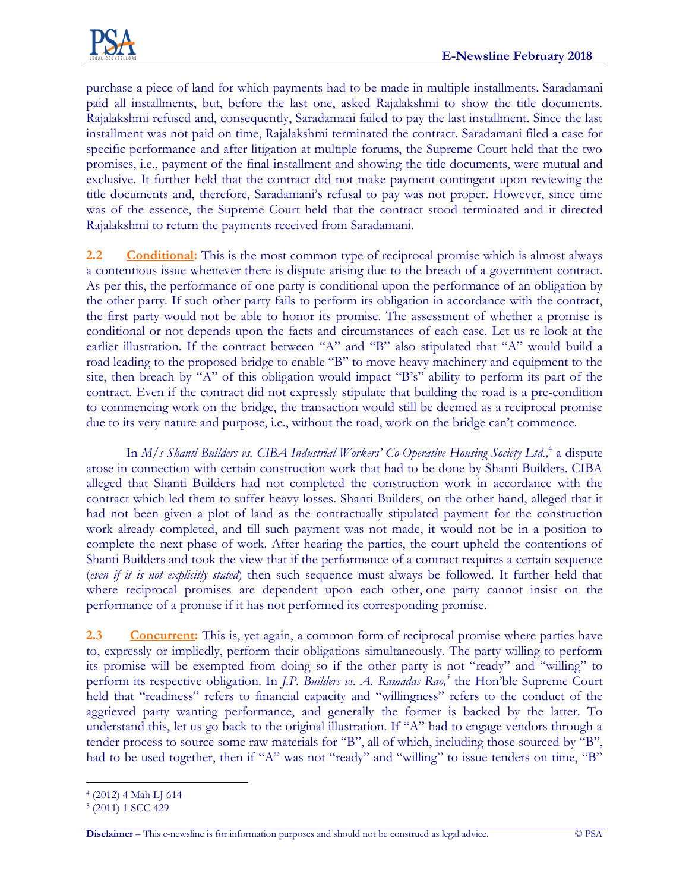purchase a piece of land for which payments had to be made in multiple installments. Saradamani paid all installments, but, before the last one, asked Rajalakshmi to show the title documents. Rajalakshmi refused and, consequently, Saradamani failed to pay the last installment. Since the last installment was not paid on time, Rajalakshmi terminated the contract. Saradamani filed a case for specific performance and after litigation at multiple forums, the Supreme Court held that the two promises, i.e., payment of the final installment and showing the title documents, were mutual and exclusive. It further held that the contract did not make payment contingent upon reviewing the title documents and, therefore, Saradamani's refusal to pay was not proper. However, since time was of the essence, the Supreme Court held that the contract stood terminated and it directed Rajalakshmi to return the payments received from Saradamani.

**2.2 Conditional:** This is the most common type of reciprocal promise which is almost always a contentious issue whenever there is dispute arising due to the breach of a government contract. As per this, the performance of one party is conditional upon the performance of an obligation by the other party. If such other party fails to perform its obligation in accordance with the contract, the first party would not be able to honor its promise. The assessment of whether a promise is conditional or not depends upon the facts and circumstances of each case. Let us re-look at the earlier illustration. If the contract between "A" and "B" also stipulated that "A" would build a road leading to the proposed bridge to enable "B" to move heavy machinery and equipment to the site, then breach by "A" of this obligation would impact "B's" ability to perform its part of the contract. Even if the contract did not expressly stipulate that building the road is a pre-condition to commencing work on the bridge, the transaction would still be deemed as a reciprocal promise due to its very nature and purpose, i.e., without the road, work on the bridge can't commence.

In *M/s Shanti Builders vs. CIBA Industrial Workers' Co-Operative Housing Society Ltd.,*[4] a dispute arose in connection with certain construction work that had to be done by Shanti Builders. CIBA alleged that Shanti Builders had not completed the construction work in accordance with the contract which led them to suffer heavy losses. Shanti Builders, on the other hand, alleged that it had not been given a plot of land as the contractually stipulated payment for the construction work already completed, and till such payment was not made, it would not be in a position to complete the next phase of work. After hearing the parties, the court upheld the contentions of Shanti Builders and took the view that if the performance of a contract requires a certain sequence (*even if it is not explicitly stated*) then such sequence must always be followed. It further held that where reciprocal promises are dependent upon each other, one party cannot insist on the performance of a promise if it has not performed its corresponding promise.

**2.3 Concurrent:** This is, yet again, a common form of reciprocal promise where parties have to, expressly or impliedly, perform their obligations simultaneously. The party willing to perform its promise will be exempted from doing so if the other party is not "ready" and "willing" to perform its respective obligation. In *J.P. Builders vs. A. Ramadas Rao,*[5] the Hon'ble Supreme Court held that "readiness" refers to financial capacity and "willingness" refers to the conduct of the aggrieved party wanting performance, and generally the former is backed by the latter. To understand this, let us go back to the original illustration. If "A" had to engage vendors through a tender process to source some raw materials for "B", all of which, including those sourced by "B", had to be used together, then if "A" was not "ready" and "willing" to issue tenders on time, "B"

---

[4] (2012) 4 Mah LJ 614
[5] (2011) 1 SCC 429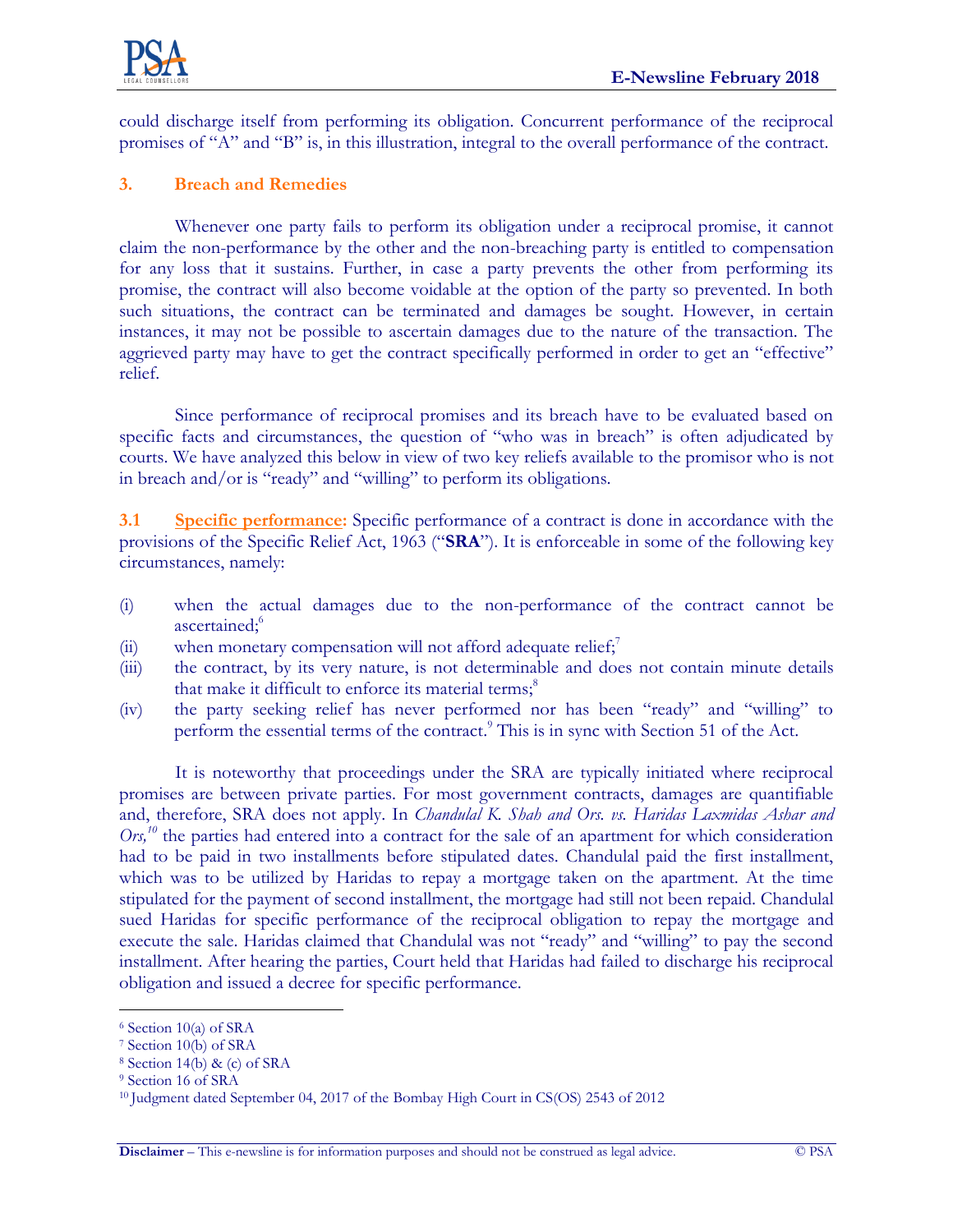could discharge itself from performing its obligation. Concurrent performance of the reciprocal promises of "A" and "B" is, in this illustration, integral to the overall performance of the contract.

## 3. Breach and Remedies

Whenever one party fails to perform its obligation under a reciprocal promise, it cannot claim the non-performance by the other and the non-breaching party is entitled to compensation for any loss that it sustains. Further, in case a party prevents the other from performing its promise, the contract will also become voidable at the option of the party so prevented. In both such situations, the contract can be terminated and damages be sought. However, in certain instances, it may not be possible to ascertain damages due to the nature of the transaction. The aggrieved party may have to get the contract specifically performed in order to get an "effective" relief.

Since performance of reciprocal promises and its breach have to be evaluated based on specific facts and circumstances, the question of "who was in breach" is often adjudicated by courts. We have analyzed this below in view of two key reliefs available to the promisor who is not in breach and/or is "ready" and "willing" to perform its obligations.

**3.1 Specific performance:** Specific performance of a contract is done in accordance with the provisions of the Specific Relief Act, 1963 ("**SRA**"). It is enforceable in some of the following key circumstances, namely:

(i) when the actual damages due to the non-performance of the contract cannot be ascertained;[6]

(ii) when monetary compensation will not afford adequate relief;[7]

(iii) the contract, by its very nature, is not determinable and does not contain minute details that make it difficult to enforce its material terms;[8]

(iv) the party seeking relief has never performed nor has been "ready" and "willing" to perform the essential terms of the contract.[9] This is in sync with Section 51 of the Act.

It is noteworthy that proceedings under the SRA are typically initiated where reciprocal promises are between private parties. For most government contracts, damages are quantifiable and, therefore, SRA does not apply. In *Chandulal K. Shah and Ors. vs. Haridas Laxmidas Ashar and Ors,*[10] the parties had entered into a contract for the sale of an apartment for which consideration had to be paid in two installments before stipulated dates. Chandulal paid the first installment, which was to be utilized by Haridas to repay a mortgage taken on the apartment. At the time stipulated for the payment of second installment, the mortgage had still not been repaid. Chandulal sued Haridas for specific performance of the reciprocal obligation to repay the mortgage and execute the sale. Haridas claimed that Chandulal was not "ready" and "willing" to pay the second installment. After hearing the parties, Court held that Haridas had failed to discharge his reciprocal obligation and issued a decree for specific performance.

---

[6] Section 10(a) of SRA

[7] Section 10(b) of SRA

[8] Section 14(b) & (c) of SRA

[9] Section 16 of SRA

[10] Judgment dated September 04, 2017 of the Bombay High Court in CS(OS) 2543 of 2012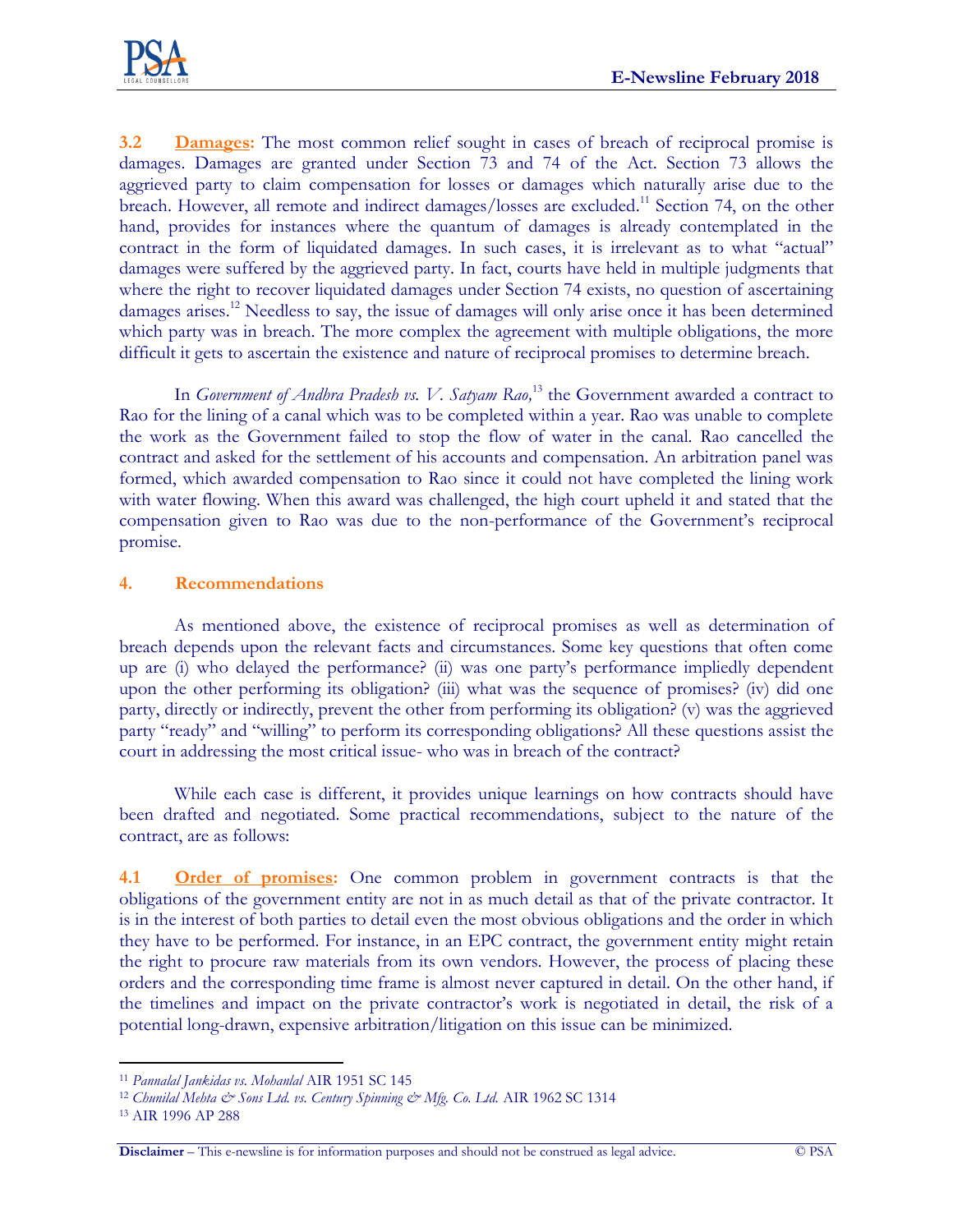**3.2 Damages:** The most common relief sought in cases of breach of reciprocal promise is damages. Damages are granted under Section 73 and 74 of the Act. Section 73 allows the aggrieved party to claim compensation for losses or damages which naturally arise due to the breach. However, all remote and indirect damages/losses are excluded.[11] Section 74, on the other hand, provides for instances where the quantum of damages is already contemplated in the contract in the form of liquidated damages. In such cases, it is irrelevant as to what "actual" damages were suffered by the aggrieved party. In fact, courts have held in multiple judgments that where the right to recover liquidated damages under Section 74 exists, no question of ascertaining damages arises.[12] Needless to say, the issue of damages will only arise once it has been determined which party was in breach. The more complex the agreement with multiple obligations, the more difficult it gets to ascertain the existence and nature of reciprocal promises to determine breach.

In *Government of Andhra Pradesh vs. V. Satyam Rao,*[13] the Government awarded a contract to Rao for the lining of a canal which was to be completed within a year. Rao was unable to complete the work as the Government failed to stop the flow of water in the canal. Rao cancelled the contract and asked for the settlement of his accounts and compensation. An arbitration panel was formed, which awarded compensation to Rao since it could not have completed the lining work with water flowing. When this award was challenged, the high court upheld it and stated that the compensation given to Rao was due to the non-performance of the Government's reciprocal promise.

## 4. Recommendations

As mentioned above, the existence of reciprocal promises as well as determination of breach depends upon the relevant facts and circumstances. Some key questions that often come up are (i) who delayed the performance? (ii) was one party's performance impliedly dependent upon the other performing its obligation? (iii) what was the sequence of promises? (iv) did one party, directly or indirectly, prevent the other from performing its obligation? (v) was the aggrieved party "ready" and "willing" to perform its corresponding obligations? All these questions assist the court in addressing the most critical issue- who was in breach of the contract?

While each case is different, it provides unique learnings on how contracts should have been drafted and negotiated. Some practical recommendations, subject to the nature of the contract, are as follows:

**4.1 Order of promises:** One common problem in government contracts is that the obligations of the government entity are not in as much detail as that of the private contractor. It is in the interest of both parties to detail even the most obvious obligations and the order in which they have to be performed. For instance, in an EPC contract, the government entity might retain the right to procure raw materials from its own vendors. However, the process of placing these orders and the corresponding time frame is almost never captured in detail. On the other hand, if the timelines and impact on the private contractor's work is negotiated in detail, the risk of a potential long-drawn, expensive arbitration/litigation on this issue can be minimized.

---

[11] *Pannalal Jankidas vs. Mohanlal* AIR 1951 SC 145

[12] *Chunilal Mehta & Sons Ltd. vs. Century Spinning & Mfg. Co. Ltd.* AIR 1962 SC 1314

[13] AIR 1996 AP 288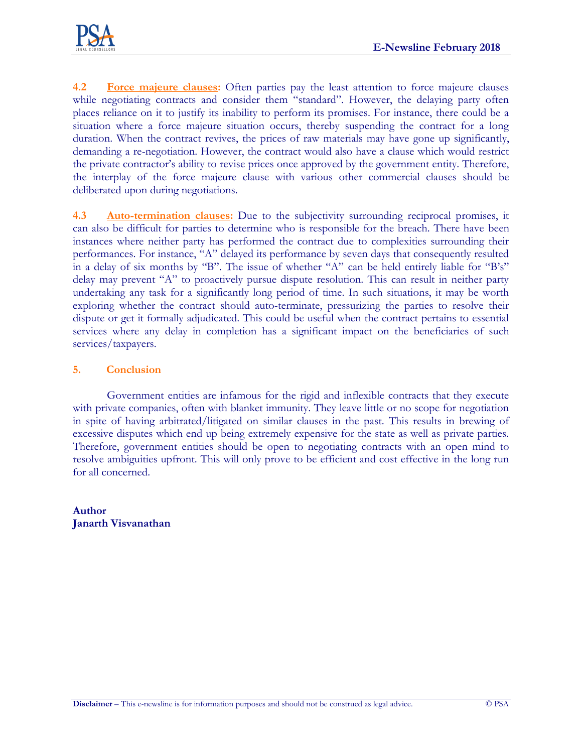**4.2 Force majeure clauses:** Often parties pay the least attention to force majeure clauses while negotiating contracts and consider them "standard". However, the delaying party often places reliance on it to justify its inability to perform its promises. For instance, there could be a situation where a force majeure situation occurs, thereby suspending the contract for a long duration. When the contract revives, the prices of raw materials may have gone up significantly, demanding a re-negotiation. However, the contract would also have a clause which would restrict the private contractor's ability to revise prices once approved by the government entity. Therefore, the interplay of the force majeure clause with various other commercial clauses should be deliberated upon during negotiations.

**4.3 Auto-termination clauses:** Due to the subjectivity surrounding reciprocal promises, it can also be difficult for parties to determine who is responsible for the breach. There have been instances where neither party has performed the contract due to complexities surrounding their performances. For instance, "A" delayed its performance by seven days that consequently resulted in a delay of six months by "B". The issue of whether "A" can be held entirely liable for "B's" delay may prevent "A" to proactively pursue dispute resolution. This can result in neither party undertaking any task for a significantly long period of time. In such situations, it may be worth exploring whether the contract should auto-terminate, pressurizing the parties to resolve their dispute or get it formally adjudicated. This could be useful when the contract pertains to essential services where any delay in completion has a significant impact on the beneficiaries of such services/taxpayers.

## 5. Conclusion

Government entities are infamous for the rigid and inflexible contracts that they execute with private companies, often with blanket immunity. They leave little or no scope for negotiation in spite of having arbitrated/litigated on similar clauses in the past. This results in brewing of excessive disputes which end up being extremely expensive for the state as well as private parties. Therefore, government entities should be open to negotiating contracts with an open mind to resolve ambiguities upfront. This will only prove to be efficient and cost effective in the long run for all concerned.

**Author**
**Janarth Visvanathan**

**Disclaimer** – This e-newsline is for information purposes and should not be construed as legal advice. © PSA